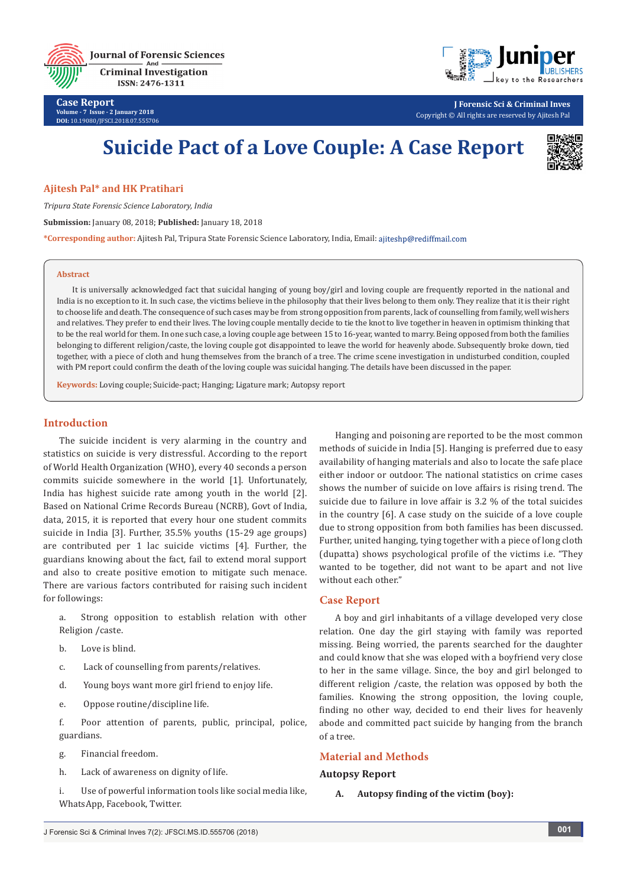Case Report

# Suicide Pact of a Love Couple: A Case Report

**Ajitesh Pal\* and HK Pratihari**

*Tripura State Forensic Science Laboratory, India*

**Submission:** January 08, 2018; **Published:** January 18, 2018

**\*Corresponding author:** Ajitesh Pal, Tripura State Forensic Science Laboratory, India, Email: ajiteshp@rediffmail.com

## Abstract

It is universally acknowledged fact that suicidal hanging of young boy/girl and loving couple are frequently reported in the national and India is no exception to it. In such case, the victims believe in the philosophy that their lives belong to them only. They realize that it is their right to choose life and death. The consequence of such cases may be from strong opposition from parents, lack of counselling from family, well wishers and relatives. They prefer to end their lives. The loving couple mentally decide to tie the knot to live together in heaven in optimism thinking that to be the real world for them. In one such case, a loving couple age between 15 to 16-year, wanted to marry. Being opposed from both the families belonging to different religion/caste, the loving couple got disappointed to leave the world for heavenly abode. Subsequently broke down, tied together, with a piece of cloth and hung themselves from the branch of a tree. The crime scene investigation in undisturbed condition, coupled with PM report could confirm the death of the loving couple was suicidal hanging. The details have been discussed in the paper.

**Keywords:** Loving couple; Suicide-pact; Hanging; Ligature mark; Autopsy report

## Introduction

The suicide incident is very alarming in the country and statistics on suicide is very distressful. According to the report of World Health Organization (WHO), every 40 seconds a person commits suicide somewhere in the world [1]. Unfortunately, India has highest suicide rate among youth in the world [2]. Based on National Crime Records Bureau (NCRB), Govt of India, data, 2015, it is reported that every hour one student commits suicide in India [3]. Further, 35.5% youths (15-29 age groups) are contributed per 1 lac suicide victims [4]. Further, the guardians knowing about the fact, fail to extend moral support and also to create positive emotion to mitigate such menace. There are various factors contributed for raising such incident for followings:

a. Strong opposition to establish relation with other Religion /caste.

b. Love is blind.

c. Lack of counselling from parents/relatives.

d. Young boys want more girl friend to enjoy life.

e. Oppose routine/discipline life.

f. Poor attention of parents, public, principal, police, guardians.

g. Financial freedom.

h. Lack of awareness on dignity of life.

i. Use of powerful information tools like social media like, WhatsApp, Facebook, Twitter.

Hanging and poisoning are reported to be the most common methods of suicide in India [5]. Hanging is preferred due to easy availability of hanging materials and also to locate the safe place either indoor or outdoor. The national statistics on crime cases shows the number of suicide on love affairs is rising trend. The suicide due to failure in love affair is 3.2 % of the total suicides in the country [6]. A case study on the suicide of a love couple due to strong opposition from both families has been discussed. Further, united hanging, tying together with a piece of long cloth (dupatta) shows psychological profile of the victims i.e. "They wanted to be together, did not want to be apart and not live without each other."

## Case Report

A boy and girl inhabitants of a village developed very close relation. One day the girl staying with family was reported missing. Being worried, the parents searched for the daughter and could know that she was eloped with a boyfriend very close to her in the same village. Since, the boy and girl belonged to different religion /caste, the relation was opposed by both the families. Knowing the strong opposition, the loving couple, finding no other way, decided to end their lives for heavenly abode and committed pact suicide by hanging from the branch of a tree.

## Material and Methods

### Autopsy Report

**A. Autopsy finding of the victim (boy):**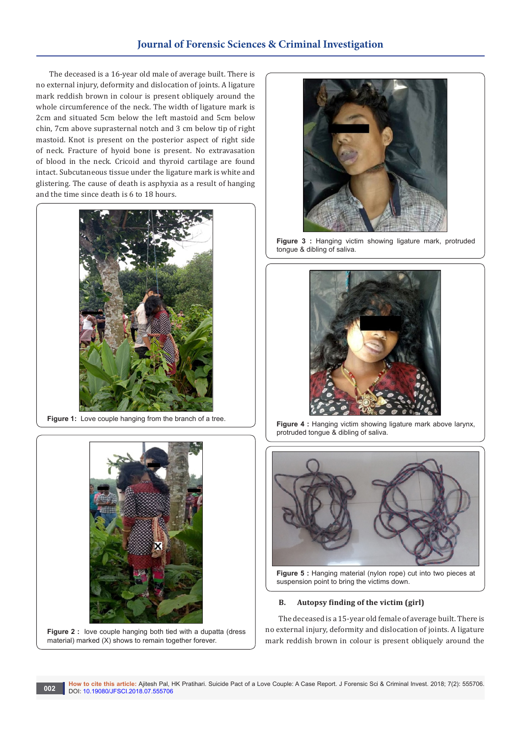The deceased is a 16-year old male of average built. There is no external injury, deformity and dislocation of joints. A ligature mark reddish brown in colour is present obliquely around the whole circumference of the neck. The width of ligature mark is 2cm and situated 5cm below the left mastoid and 5cm below chin, 7cm above suprasternal notch and 3 cm below tip of right mastoid. Knot is present on the posterior aspect of right side of neck. Fracture of hyoid bone is present. No extravasation of blood in the neck. Cricoid and thyroid cartilage are found intact. Subcutaneous tissue under the ligature mark is white and glistering. The cause of death is asphyxia as a result of hanging and the time since death is 6 to 18 hours.

**Figure 1:** Love couple hanging from the branch of a tree.

**Figure 2 :** love couple hanging both tied with a dupatta (dress material) marked (X) shows to remain together forever.

**Figure 3 :** Hanging victim showing ligature mark, protruded tongue & dibling of saliva.

**Figure 4 :** Hanging victim showing ligature mark above larynx, protruded tongue & dibling of saliva.

**Figure 5 :** Hanging material (nylon rope) cut into two pieces at suspension point to bring the victims down.

### B. Autopsy finding of the victim (girl)

The deceased is a 15-year old female of average built. There is no external injury, deformity and dislocation of joints. A ligature mark reddish brown in colour is present obliquely around the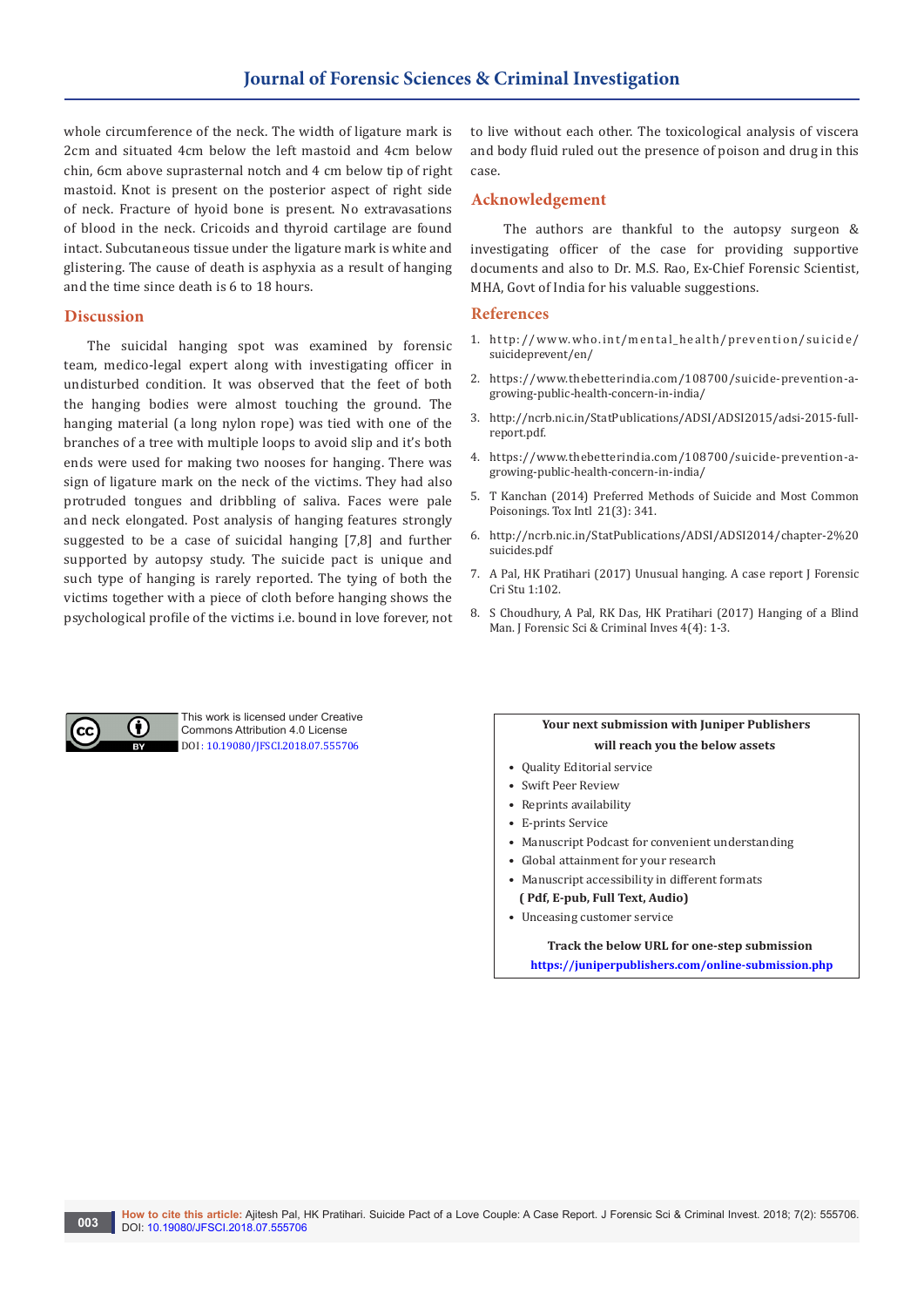whole circumference of the neck. The width of ligature mark is 2cm and situated 4cm below the left mastoid and 4cm below chin, 6cm above suprasternal notch and 4 cm below tip of right mastoid. Knot is present on the posterior aspect of right side of neck. Fracture of hyoid bone is present. No extravasations of blood in the neck. Cricoids and thyroid cartilage are found intact. Subcutaneous tissue under the ligature mark is white and glistering. The cause of death is asphyxia as a result of hanging and the time since death is 6 to 18 hours.

## Discussion

The suicidal hanging spot was examined by forensic team, medico-legal expert along with investigating officer in undisturbed condition. It was observed that the feet of both the hanging bodies were almost touching the ground. The hanging material (a long nylon rope) was tied with one of the branches of a tree with multiple loops to avoid slip and it's both ends were used for making two nooses for hanging. There was sign of ligature mark on the neck of the victims. They had also protruded tongues and dribbling of saliva. Faces were pale and neck elongated. Post analysis of hanging features strongly suggested to be a case of suicidal hanging [7,8] and further supported by autopsy study. The suicide pact is unique and such type of hanging is rarely reported. The tying of both the victims together with a piece of cloth before hanging shows the psychological profile of the victims i.e. bound in love forever, not to live without each other. The toxicological analysis of viscera and body fluid ruled out the presence of poison and drug in this case.

## Acknowledgement

The authors are thankful to the autopsy surgeon & investigating officer of the case for providing supportive documents and also to Dr. M.S. Rao, Ex-Chief Forensic Scientist, MHA, Govt of India for his valuable suggestions.

## References

1. http://www.who.int/mental_health/prevention/suicide/suicideprevent/en/
2. https://www.thebetterindia.com/108700/suicide-prevention-a-growing-public-health-concern-in-india/
3. http://ncrb.nic.in/StatPublications/ADSI/ADSI2015/adsi-2015-full-report.pdf.
4. https://www.thebetterindia.com/108700/suicide-prevention-a-growing-public-health-concern-in-india/
5. T Kanchan (2014) Preferred Methods of Suicide and Most Common Poisonings. Tox Intl 21(3): 341.
6. http://ncrb.nic.in/StatPublications/ADSI/ADSI2014/chapter-2%20suicides.pdf
7. A Pal, HK Pratihari (2017) Unusual hanging. A case report J Forensic Cri Stu 1:102.
8. S Choudhury, A Pal, RK Das, HK Pratihari (2017) Hanging of a Blind Man. J Forensic Sci & Criminal Inves 4(4): 1-3.

This work is licensed under Creative Commons Attribution 4.0 License
DOI: 10.19080/JFSCI.2018.07.555706

**Your next submission with Juniper Publishers will reach you the below assets**

- Quality Editorial service
- Swift Peer Review
- Reprints availability
- E-prints Service
- Manuscript Podcast for convenient understanding
- Global attainment for your research
- Manuscript accessibility in different formats **( Pdf, E-pub, Full Text, Audio)**
- Unceasing customer service

**Track the below URL for one-step submission**
**https://juniperpublishers.com/online-submission.php**

**How to cite this article:** Ajitesh Pal, HK Pratihari. Suicide Pact of a Love Couple: A Case Report. J Forensic Sci & Criminal Invest. 2018; 7(2): 555706. DOI: 10.19080/JFSCI.2018.07.555706